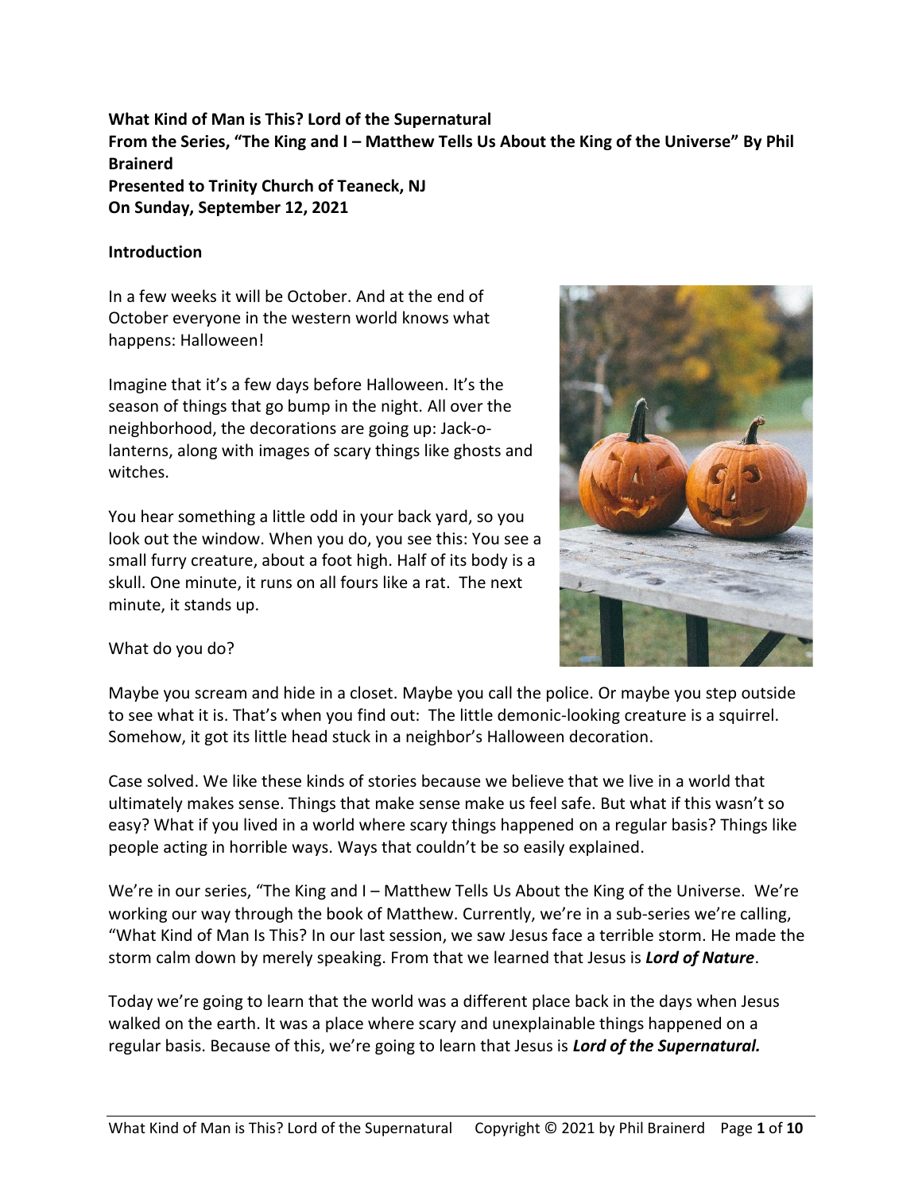**What Kind of Man is This? Lord of the Supernatural**
**From the Series, "The King and I – Matthew Tells Us About the King of the Universe" By Phil Brainerd**
**Presented to Trinity Church of Teaneck, NJ**
**On Sunday, September 12, 2021**

## Introduction

In a few weeks it will be October. And at the end of October everyone in the western world knows what happens: Halloween!

Imagine that it's a few days before Halloween. It's the season of things that go bump in the night. All over the neighborhood, the decorations are going up: Jack-o-lanterns, along with images of scary things like ghosts and witches.

You hear something a little odd in your back yard, so you look out the window. When you do, you see this: You see a small furry creature, about a foot high. Half of its body is a skull. One minute, it runs on all fours like a rat. The next minute, it stands up.

What do you do?

Maybe you scream and hide in a closet. Maybe you call the police. Or maybe you step outside to see what it is. That's when you find out: The little demonic-looking creature is a squirrel. Somehow, it got its little head stuck in a neighbor's Halloween decoration.

Case solved. We like these kinds of stories because we believe that we live in a world that ultimately makes sense. Things that make sense make us feel safe. But what if this wasn't so easy? What if you lived in a world where scary things happened on a regular basis? Things like people acting in horrible ways. Ways that couldn't be so easily explained.

We're in our series, "The King and I – Matthew Tells Us About the King of the Universe. We're working our way through the book of Matthew. Currently, we're in a sub-series we're calling, "What Kind of Man Is This? In our last session, we saw Jesus face a terrible storm. He made the storm calm down by merely speaking. From that we learned that Jesus is ***Lord of Nature***.

Today we're going to learn that the world was a different place back in the days when Jesus walked on the earth. It was a place where scary and unexplainable things happened on a regular basis. Because of this, we're going to learn that Jesus is ***Lord of the Supernatural.***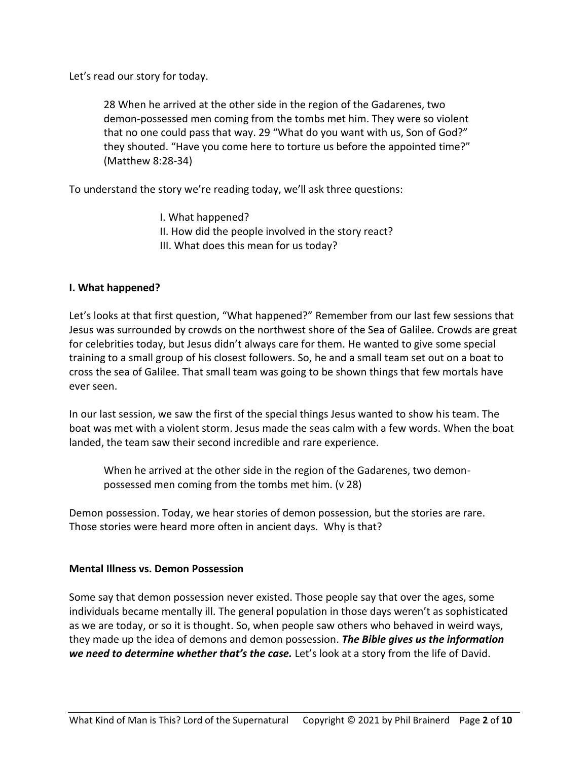Let's read our story for today.

> 28 When he arrived at the other side in the region of the Gadarenes, two demon-possessed men coming from the tombs met him. They were so violent that no one could pass that way. 29 "What do you want with us, Son of God?" they shouted. "Have you come here to torture us before the appointed time?" (Matthew 8:28-34)

To understand the story we're reading today, we'll ask three questions:

> I. What happened?
> II. How did the people involved in the story react?
> III. What does this mean for us today?

**I. What happened?**

Let's looks at that first question, "What happened?" Remember from our last few sessions that Jesus was surrounded by crowds on the northwest shore of the Sea of Galilee. Crowds are great for celebrities today, but Jesus didn't always care for them. He wanted to give some special training to a small group of his closest followers. So, he and a small team set out on a boat to cross the sea of Galilee. That small team was going to be shown things that few mortals have ever seen.

In our last session, we saw the first of the special things Jesus wanted to show his team. The boat was met with a violent storm. Jesus made the seas calm with a few words. When the boat landed, the team saw their second incredible and rare experience.

> When he arrived at the other side in the region of the Gadarenes, two demon-possessed men coming from the tombs met him. (v 28)

Demon possession. Today, we hear stories of demon possession, but the stories are rare. Those stories were heard more often in ancient days. Why is that?

**Mental Illness vs. Demon Possession**

Some say that demon possession never existed. Those people say that over the ages, some individuals became mentally ill. The general population in those days weren't as sophisticated as we are today, or so it is thought. So, when people saw others who behaved in weird ways, they made up the idea of demons and demon possession. ***The Bible gives us the information we need to determine whether that's the case.*** Let's look at a story from the life of David.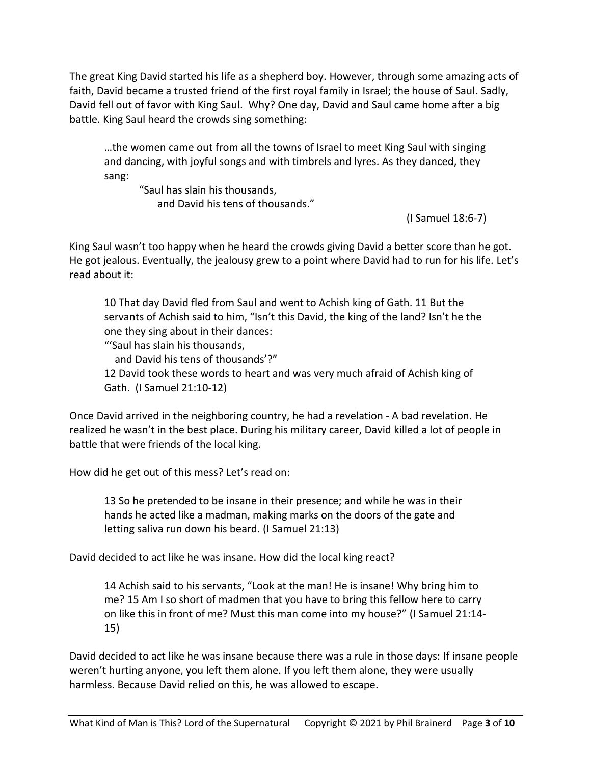The great King David started his life as a shepherd boy. However, through some amazing acts of faith, David became a trusted friend of the first royal family in Israel; the house of Saul. Sadly, David fell out of favor with King Saul. Why? One day, David and Saul came home after a big battle. King Saul heard the crowds sing something:

> …the women came out from all the towns of Israel to meet King Saul with singing and dancing, with joyful songs and with timbrels and lyres. As they danced, they sang:
>
> "Saul has slain his thousands,
> and David his tens of thousands."
>
> (I Samuel 18:6-7)

King Saul wasn't too happy when he heard the crowds giving David a better score than he got. He got jealous. Eventually, the jealousy grew to a point where David had to run for his life. Let's read about it:

> 10 That day David fled from Saul and went to Achish king of Gath. 11 But the servants of Achish said to him, "Isn't this David, the king of the land? Isn't he the one they sing about in their dances:
> "'Saul has slain his thousands,
> and David his tens of thousands'?"
> 12 David took these words to heart and was very much afraid of Achish king of Gath. (I Samuel 21:10-12)

Once David arrived in the neighboring country, he had a revelation - A bad revelation. He realized he wasn't in the best place. During his military career, David killed a lot of people in battle that were friends of the local king.

How did he get out of this mess? Let's read on:

> 13 So he pretended to be insane in their presence; and while he was in their hands he acted like a madman, making marks on the doors of the gate and letting saliva run down his beard. (I Samuel 21:13)

David decided to act like he was insane. How did the local king react?

> 14 Achish said to his servants, "Look at the man! He is insane! Why bring him to me? 15 Am I so short of madmen that you have to bring this fellow here to carry on like this in front of me? Must this man come into my house?" (I Samuel 21:14-15)

David decided to act like he was insane because there was a rule in those days: If insane people weren't hurting anyone, you left them alone. If you left them alone, they were usually harmless. Because David relied on this, he was allowed to escape.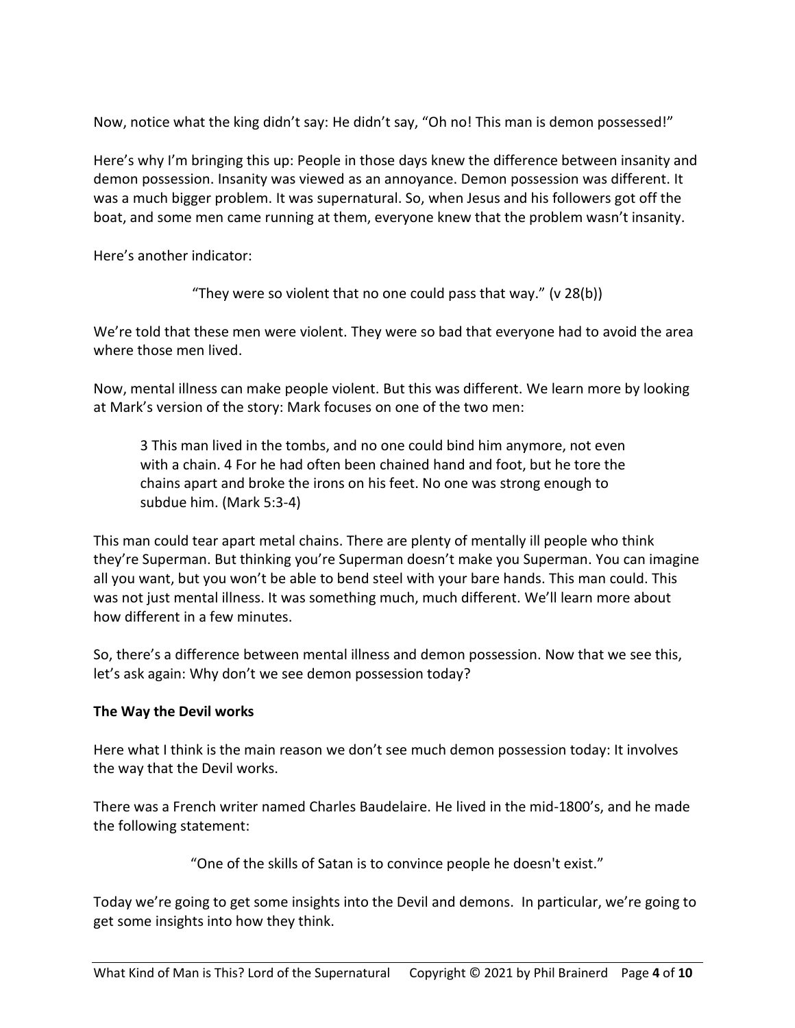Now, notice what the king didn't say: He didn't say, "Oh no! This man is demon possessed!"

Here's why I'm bringing this up: People in those days knew the difference between insanity and demon possession. Insanity was viewed as an annoyance. Demon possession was different. It was a much bigger problem. It was supernatural. So, when Jesus and his followers got off the boat, and some men came running at them, everyone knew that the problem wasn't insanity.

Here's another indicator:

> "They were so violent that no one could pass that way." (v 28(b))

We're told that these men were violent. They were so bad that everyone had to avoid the area where those men lived.

Now, mental illness can make people violent. But this was different. We learn more by looking at Mark's version of the story: Mark focuses on one of the two men:

> 3 This man lived in the tombs, and no one could bind him anymore, not even with a chain. 4 For he had often been chained hand and foot, but he tore the chains apart and broke the irons on his feet. No one was strong enough to subdue him. (Mark 5:3-4)

This man could tear apart metal chains. There are plenty of mentally ill people who think they're Superman. But thinking you're Superman doesn't make you Superman. You can imagine all you want, but you won't be able to bend steel with your bare hands. This man could. This was not just mental illness. It was something much, much different. We'll learn more about how different in a few minutes.

So, there's a difference between mental illness and demon possession. Now that we see this, let's ask again: Why don't we see demon possession today?

**The Way the Devil works**

Here what I think is the main reason we don't see much demon possession today: It involves the way that the Devil works.

There was a French writer named Charles Baudelaire. He lived in the mid-1800's, and he made the following statement:

> "One of the skills of Satan is to convince people he doesn't exist."

Today we're going to get some insights into the Devil and demons. In particular, we're going to get some insights into how they think.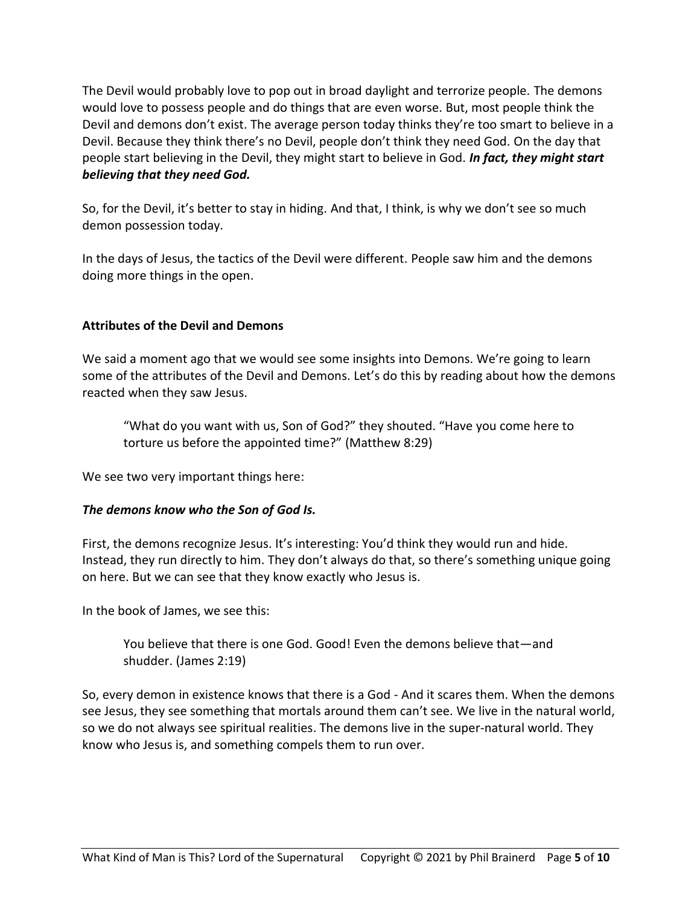The Devil would probably love to pop out in broad daylight and terrorize people. The demons would love to possess people and do things that are even worse. But, most people think the Devil and demons don't exist. The average person today thinks they're too smart to believe in a Devil. Because they think there's no Devil, people don't think they need God. On the day that people start believing in the Devil, they might start to believe in God. ***In fact, they might start believing that they need God.***

So, for the Devil, it's better to stay in hiding. And that, I think, is why we don't see so much demon possession today.

In the days of Jesus, the tactics of the Devil were different. People saw him and the demons doing more things in the open.

**Attributes of the Devil and Demons**

We said a moment ago that we would see some insights into Demons. We're going to learn some of the attributes of the Devil and Demons. Let's do this by reading about how the demons reacted when they saw Jesus.

> "What do you want with us, Son of God?" they shouted. "Have you come here to torture us before the appointed time?" (Matthew 8:29)

We see two very important things here:

***The demons know who the Son of God Is.***

First, the demons recognize Jesus. It's interesting: You'd think they would run and hide. Instead, they run directly to him. They don't always do that, so there's something unique going on here. But we can see that they know exactly who Jesus is.

In the book of James, we see this:

> You believe that there is one God. Good! Even the demons believe that—and shudder. (James 2:19)

So, every demon in existence knows that there is a God - And it scares them. When the demons see Jesus, they see something that mortals around them can't see. We live in the natural world, so we do not always see spiritual realities. The demons live in the super-natural world. They know who Jesus is, and something compels them to run over.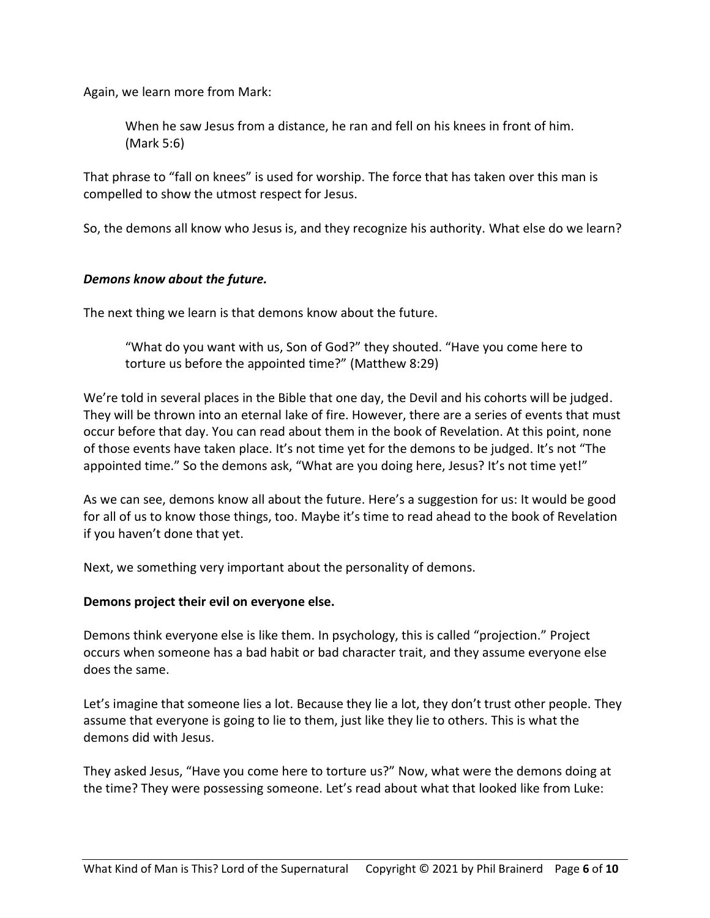Again, we learn more from Mark:

> When he saw Jesus from a distance, he ran and fell on his knees in front of him. (Mark 5:6)

That phrase to "fall on knees" is used for worship. The force that has taken over this man is compelled to show the utmost respect for Jesus.

So, the demons all know who Jesus is, and they recognize his authority. What else do we learn?

### ***Demons know about the future.***

The next thing we learn is that demons know about the future.

> "What do you want with us, Son of God?" they shouted. "Have you come here to torture us before the appointed time?" (Matthew 8:29)

We're told in several places in the Bible that one day, the Devil and his cohorts will be judged. They will be thrown into an eternal lake of fire. However, there are a series of events that must occur before that day. You can read about them in the book of Revelation. At this point, none of those events have taken place. It's not time yet for the demons to be judged. It's not "The appointed time." So the demons ask, "What are you doing here, Jesus? It's not time yet!"

As we can see, demons know all about the future. Here's a suggestion for us: It would be good for all of us to know those things, too. Maybe it's time to read ahead to the book of Revelation if you haven't done that yet.

Next, we something very important about the personality of demons.

### **Demons project their evil on everyone else.**

Demons think everyone else is like them. In psychology, this is called "projection." Project occurs when someone has a bad habit or bad character trait, and they assume everyone else does the same.

Let's imagine that someone lies a lot. Because they lie a lot, they don't trust other people. They assume that everyone is going to lie to them, just like they lie to others. This is what the demons did with Jesus.

They asked Jesus, "Have you come here to torture us?" Now, what were the demons doing at the time? They were possessing someone. Let's read about what that looked like from Luke: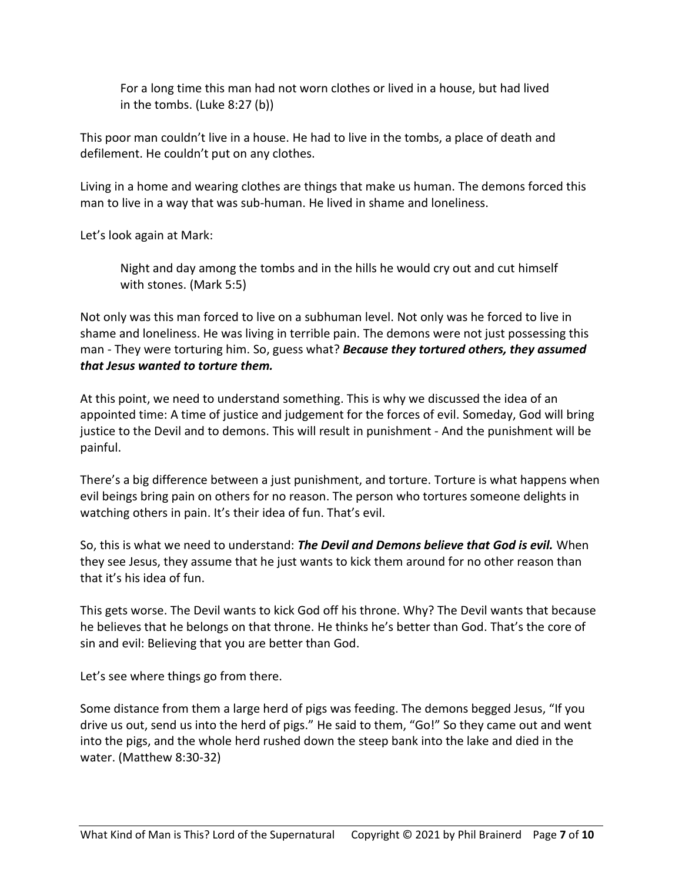> For a long time this man had not worn clothes or lived in a house, but had lived in the tombs. (Luke 8:27 (b))

This poor man couldn't live in a house. He had to live in the tombs, a place of death and defilement. He couldn't put on any clothes.

Living in a home and wearing clothes are things that make us human. The demons forced this man to live in a way that was sub-human. He lived in shame and loneliness.

Let's look again at Mark:

> Night and day among the tombs and in the hills he would cry out and cut himself with stones. (Mark 5:5)

Not only was this man forced to live on a subhuman level. Not only was he forced to live in shame and loneliness. He was living in terrible pain. The demons were not just possessing this man - They were torturing him. So, guess what? ***Because they tortured others, they assumed that Jesus wanted to torture them.***

At this point, we need to understand something. This is why we discussed the idea of an appointed time: A time of justice and judgement for the forces of evil. Someday, God will bring justice to the Devil and to demons. This will result in punishment - And the punishment will be painful.

There's a big difference between a just punishment, and torture. Torture is what happens when evil beings bring pain on others for no reason. The person who tortures someone delights in watching others in pain. It's their idea of fun. That's evil.

So, this is what we need to understand: ***The Devil and Demons believe that God is evil.*** When they see Jesus, they assume that he just wants to kick them around for no other reason than that it's his idea of fun.

This gets worse. The Devil wants to kick God off his throne. Why? The Devil wants that because he believes that he belongs on that throne. He thinks he's better than God. That's the core of sin and evil: Believing that you are better than God.

Let's see where things go from there.

Some distance from them a large herd of pigs was feeding. The demons begged Jesus, "If you drive us out, send us into the herd of pigs." He said to them, "Go!" So they came out and went into the pigs, and the whole herd rushed down the steep bank into the lake and died in the water. (Matthew 8:30-32)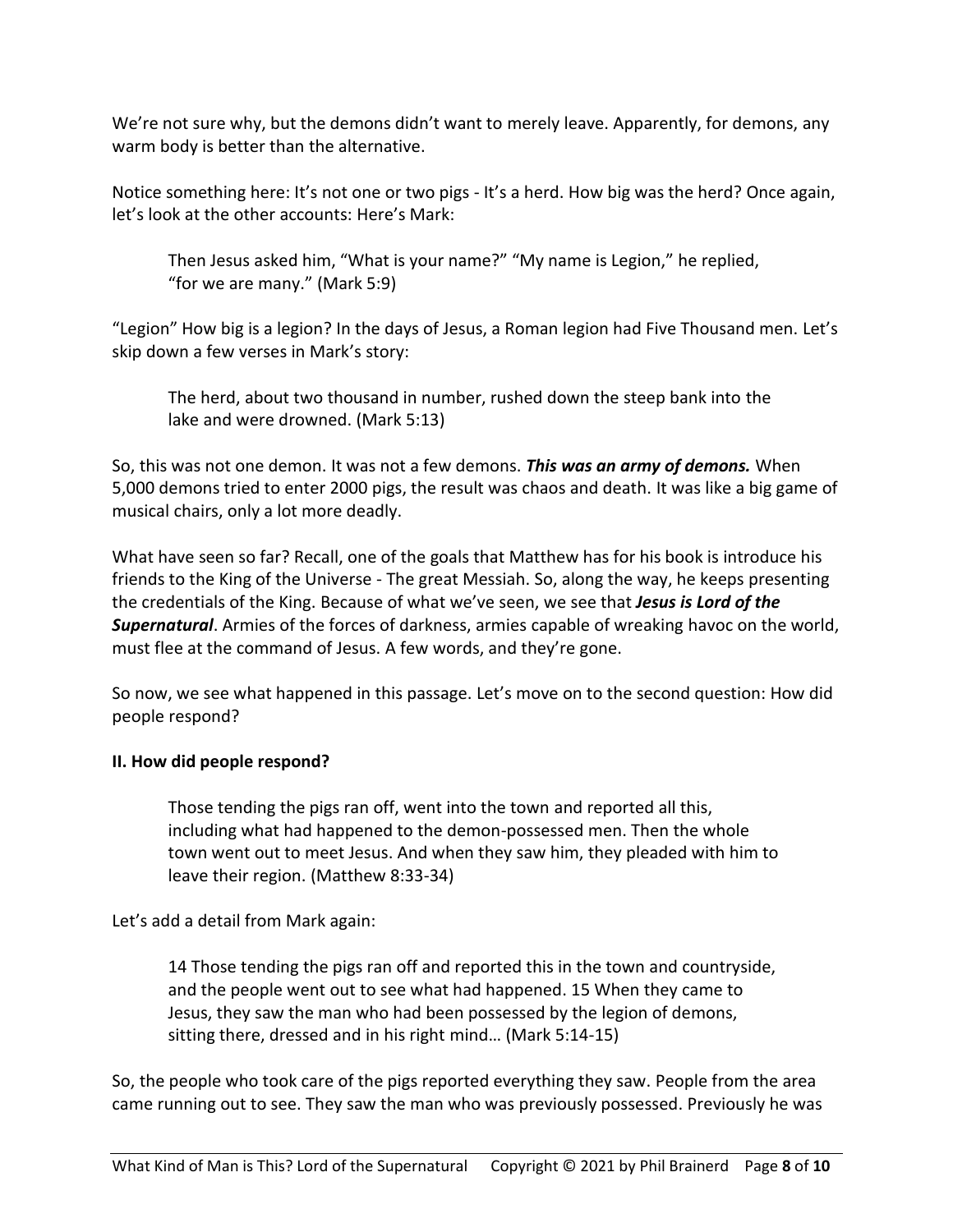We're not sure why, but the demons didn't want to merely leave. Apparently, for demons, any warm body is better than the alternative.

Notice something here: It's not one or two pigs - It's a herd. How big was the herd? Once again, let's look at the other accounts: Here's Mark:

> Then Jesus asked him, "What is your name?" "My name is Legion," he replied, "for we are many." (Mark 5:9)

"Legion" How big is a legion? In the days of Jesus, a Roman legion had Five Thousand men. Let's skip down a few verses in Mark's story:

> The herd, about two thousand in number, rushed down the steep bank into the lake and were drowned. (Mark 5:13)

So, this was not one demon. It was not a few demons. ***This was an army of demons.*** When 5,000 demons tried to enter 2000 pigs, the result was chaos and death. It was like a big game of musical chairs, only a lot more deadly.

What have seen so far? Recall, one of the goals that Matthew has for his book is introduce his friends to the King of the Universe - The great Messiah. So, along the way, he keeps presenting the credentials of the King. Because of what we've seen, we see that ***Jesus is Lord of the Supernatural***. Armies of the forces of darkness, armies capable of wreaking havoc on the world, must flee at the command of Jesus. A few words, and they're gone.

So now, we see what happened in this passage. Let's move on to the second question: How did people respond?

**II. How did people respond?**

> Those tending the pigs ran off, went into the town and reported all this, including what had happened to the demon-possessed men. Then the whole town went out to meet Jesus. And when they saw him, they pleaded with him to leave their region. (Matthew 8:33-34)

Let's add a detail from Mark again:

> 14 Those tending the pigs ran off and reported this in the town and countryside, and the people went out to see what had happened. 15 When they came to Jesus, they saw the man who had been possessed by the legion of demons, sitting there, dressed and in his right mind… (Mark 5:14-15)

So, the people who took care of the pigs reported everything they saw. People from the area came running out to see. They saw the man who was previously possessed. Previously he was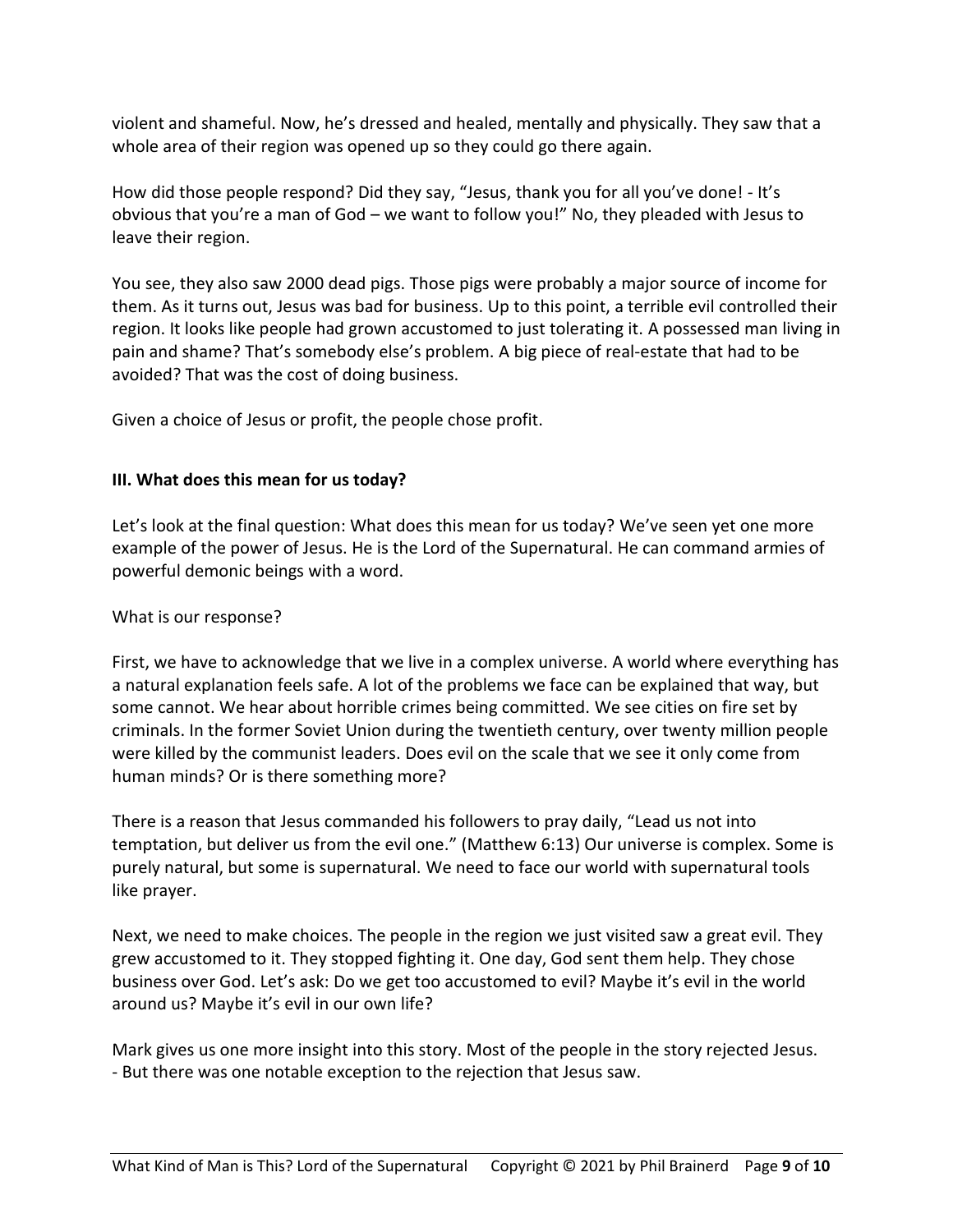violent and shameful. Now, he's dressed and healed, mentally and physically. They saw that a whole area of their region was opened up so they could go there again.

How did those people respond? Did they say, "Jesus, thank you for all you've done! - It's obvious that you're a man of God – we want to follow you!" No, they pleaded with Jesus to leave their region.

You see, they also saw 2000 dead pigs. Those pigs were probably a major source of income for them. As it turns out, Jesus was bad for business. Up to this point, a terrible evil controlled their region. It looks like people had grown accustomed to just tolerating it. A possessed man living in pain and shame? That's somebody else's problem. A big piece of real-estate that had to be avoided? That was the cost of doing business.

Given a choice of Jesus or profit, the people chose profit.

**III. What does this mean for us today?**

Let's look at the final question: What does this mean for us today? We've seen yet one more example of the power of Jesus. He is the Lord of the Supernatural. He can command armies of powerful demonic beings with a word.

What is our response?

First, we have to acknowledge that we live in a complex universe. A world where everything has a natural explanation feels safe. A lot of the problems we face can be explained that way, but some cannot. We hear about horrible crimes being committed. We see cities on fire set by criminals. In the former Soviet Union during the twentieth century, over twenty million people were killed by the communist leaders. Does evil on the scale that we see it only come from human minds? Or is there something more?

There is a reason that Jesus commanded his followers to pray daily, "Lead us not into temptation, but deliver us from the evil one." (Matthew 6:13) Our universe is complex. Some is purely natural, but some is supernatural. We need to face our world with supernatural tools like prayer.

Next, we need to make choices. The people in the region we just visited saw a great evil. They grew accustomed to it. They stopped fighting it. One day, God sent them help. They chose business over God. Let's ask: Do we get too accustomed to evil? Maybe it's evil in the world around us? Maybe it's evil in our own life?

Mark gives us one more insight into this story. Most of the people in the story rejected Jesus.
- But there was one notable exception to the rejection that Jesus saw.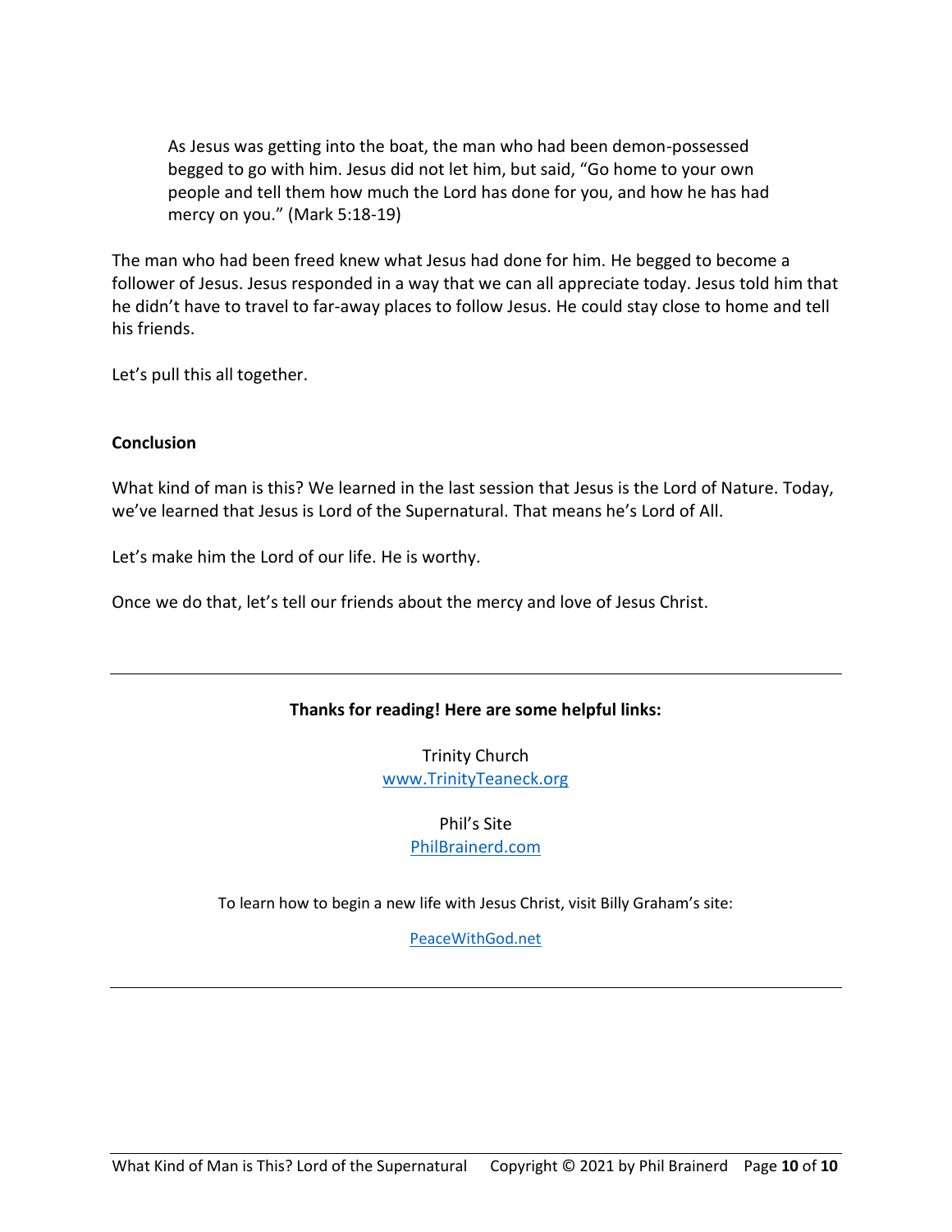> As Jesus was getting into the boat, the man who had been demon-possessed begged to go with him. Jesus did not let him, but said, "Go home to your own people and tell them how much the Lord has done for you, and how he has had mercy on you." (Mark 5:18-19)

The man who had been freed knew what Jesus had done for him. He begged to become a follower of Jesus. Jesus responded in a way that we can all appreciate today. Jesus told him that he didn't have to travel to far-away places to follow Jesus. He could stay close to home and tell his friends.

Let's pull this all together.

**Conclusion**

What kind of man is this? We learned in the last session that Jesus is the Lord of Nature. Today, we've learned that Jesus is Lord of the Supernatural. That means he's Lord of All.

Let's make him the Lord of our life. He is worthy.

Once we do that, let's tell our friends about the mercy and love of Jesus Christ.

---

**Thanks for reading! Here are some helpful links:**

Trinity Church
[www.TrinityTeaneck.org](http://www.TrinityTeaneck.org)

Phil's Site
[PhilBrainerd.com](http://PhilBrainerd.com)

To learn how to begin a new life with Jesus Christ, visit Billy Graham's site:

[PeaceWithGod.net](http://PeaceWithGod.net)

---